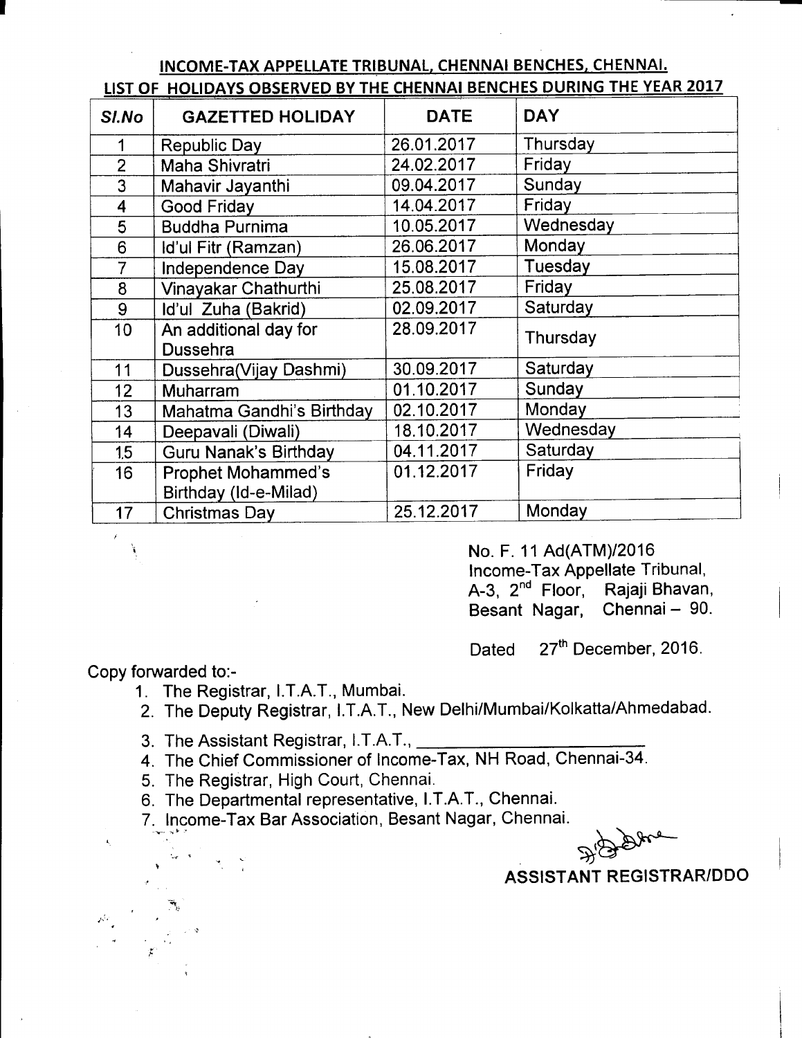## INCOME-TAX APPELLATE TRIBUNAL, CHENNAI BENCHES, CHENNAI.

## LIST OF HOLIDAYS OBSERVED BY THE CHENNAI BENCHES DURING THE YEAR 2017

| Sl.No | GAZETTED HOLIDAY | DATE | DAY |
|---|---|---|---|
| 1 | Republic Day | 26.01.2017 | Thursday |
| 2 | Maha Shivratri | 24.02.2017 | Friday |
| 3 | Mahavir Jayanthi | 09.04.2017 | Sunday |
| 4 | Good Friday | 14.04.2017 | Friday |
| 5 | Buddha Purnima | 10.05.2017 | Wednesday |
| 6 | Id'ul Fitr (Ramzan) | 26.06.2017 | Monday |
| 7 | Independence Day | 15.08.2017 | Tuesday |
| 8 | Vinayakar Chathurthi | 25.08.2017 | Friday |
| 9 | Id'ul Zuha (Bakrid) | 02.09.2017 | Saturday |
| 10 | An additional day for Dussehra | 28.09.2017 | Thursday |
| 11 | Dussehra(Vijay Dashmi) | 30.09.2017 | Saturday |
| 12 | Muharram | 01.10.2017 | Sunday |
| 13 | Mahatma Gandhi's Birthday | 02.10.2017 | Monday |
| 14 | Deepavali (Diwali) | 18.10.2017 | Wednesday |
| 15 | Guru Nanak's Birthday | 04.11.2017 | Saturday |
| 16 | Prophet Mohammed's Birthday (Id-e-Milad) | 01.12.2017 | Friday |
| 17 | Christmas Day | 25.12.2017 | Monday |

No. F. 11 Ad(ATM)/2016
Income-Tax Appellate Tribunal,
A-3, 2nd Floor, Rajaji Bhavan,
Besant Nagar, Chennai – 90.

Dated 27th December, 2016.

Copy forwarded to:-

1. The Registrar, I.T.A.T., Mumbai.
2. The Deputy Registrar, I.T.A.T., New Delhi/Mumbai/Kolkatta/Ahmedabad.
3. The Assistant Registrar, I.T.A.T., \_\_\_\_\_\_\_\_\_\_\_\_\_\_\_\_\_\_\_\_
4. The Chief Commissioner of Income-Tax, NH Road, Chennai-34.
5. The Registrar, High Court, Chennai.
6. The Departmental representative, I.T.A.T., Chennai.
7. Income-Tax Bar Association, Besant Nagar, Chennai.

**ASSISTANT REGISTRAR/DDO**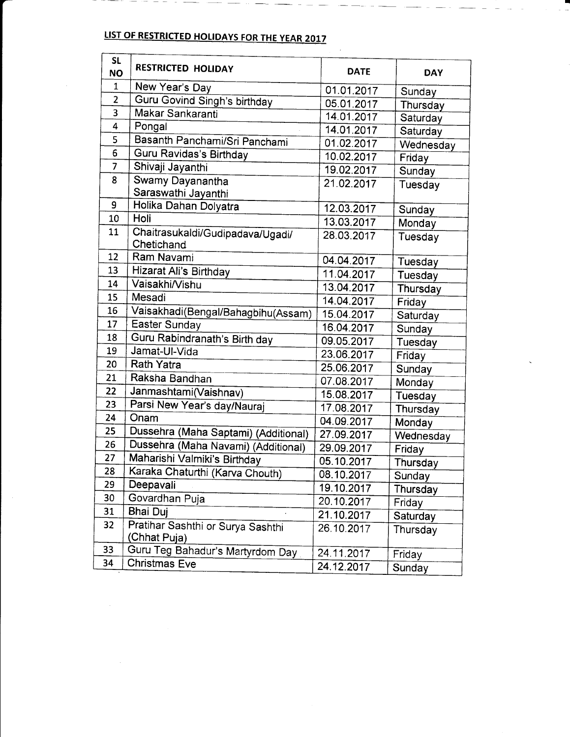## LIST OF RESTRICTED HOLIDAYS FOR THE YEAR 2017

| SL NO | RESTRICTED HOLIDAY | DATE | DAY |
|---|---|---|---|
| 1 | New Year's Day | 01.01.2017 | Sunday |
| 2 | Guru Govind Singh's birthday | 05.01.2017 | Thursday |
| 3 | Makar Sankaranti | 14.01.2017 | Saturday |
| 4 | Pongal | 14.01.2017 | Saturday |
| 5 | Basanth Panchami/Sri Panchami | 01.02.2017 | Wednesday |
| 6 | Guru Ravidas's Birthday | 10.02.2017 | Friday |
| 7 | Shivaji Jayanthi | 19.02.2017 | Sunday |
| 8 | Swamy Dayanantha Saraswathi Jayanthi | 21.02.2017 | Tuesday |
| 9 | Holika Dahan Dolyatra | 12.03.2017 | Sunday |
| 10 | Holi | 13.03.2017 | Monday |
| 11 | Chaitrasukaldi/Gudipadava/Ugadi/ Chetichand | 28.03.2017 | Tuesday |
| 12 | Ram Navami | 04.04.2017 | Tuesday |
| 13 | Hizarat Ali's Birthday | 11.04.2017 | Tuesday |
| 14 | Vaisakhi/Vishu | 13.04.2017 | Thursday |
| 15 | Mesadi | 14.04.2017 | Friday |
| 16 | Vaisakhadi(Bengal/Bahagbihu(Assam) | 15.04.2017 | Saturday |
| 17 | Easter Sunday | 16.04.2017 | Sunday |
| 18 | Guru Rabindranath's Birth day | 09.05.2017 | Tuesday |
| 19 | Jamat-Ul-Vida | 23.06.2017 | Friday |
| 20 | Rath Yatra | 25.06.2017 | Sunday |
| 21 | Raksha Bandhan | 07.08.2017 | Monday |
| 22 | Janmashtami(Vaishnav) | 15.08.2017 | Tuesday |
| 23 | Parsi New Year's day/Nauraj | 17.08.2017 | Thursday |
| 24 | Onam | 04.09.2017 | Monday |
| 25 | Dussehra (Maha Saptami) (Additional) | 27.09.2017 | Wednesday |
| 26 | Dussehra (Maha Navami) (Additional) | 29.09.2017 | Friday |
| 27 | Maharishi Valmiki's Birthday | 05.10.2017 | Thursday |
| 28 | Karaka Chaturthi (Karva Chouth) | 08.10.2017 | Sunday |
| 29 | Deepavali | 19.10.2017 | Thursday |
| 30 | Govardhan Puja | 20.10.2017 | Friday |
| 31 | Bhai Duj | 21.10.2017 | Saturday |
| 32 | Pratihar Sashthi or Surya Sashthi (Chhat Puja) | 26.10.2017 | Thursday |
| 33 | Guru Teg Bahadur's Martyrdom Day | 24.11.2017 | Friday |
| 34 | Christmas Eve | 24.12.2017 | Sunday |